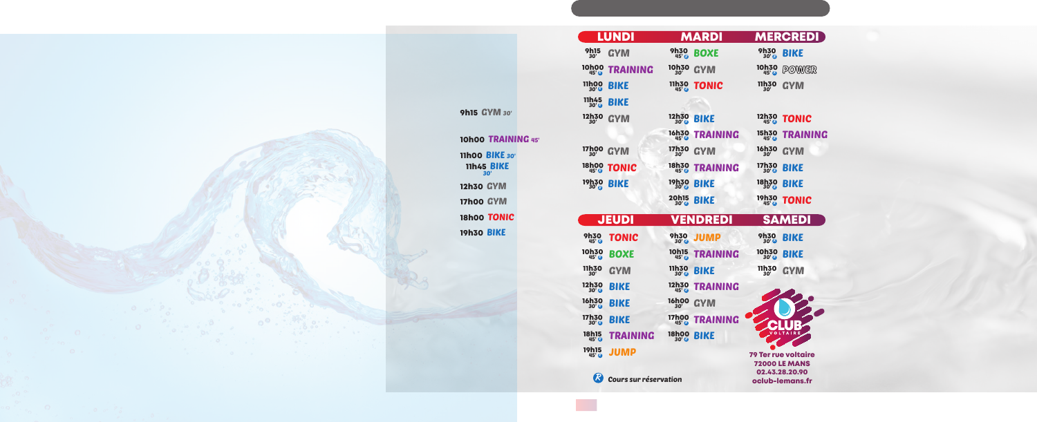9h15 GYM 30'

10h00 TRAINING 45'

11h00 BIKE 30'

11h45 BIKE 30'

12h30 GYM

17h00 GYM

18h00 TONIC

19h30 BIKE

| LUNDI | MARDI | MERCREDI |
|---|---|---|
| 9h15 30' GYM | 9h30 45' R BOXE | 9h30 30' R BIKE |
| 10h00 45' R TRAINING | 10h30 30' GYM | 10h30 45' R POWER |
| 11h00 30' R BIKE | 11h30 45' R TONIC | 11h30 30' GYM |
| 11h45 30' R BIKE | | |
| 12h30 30' GYM | 12h30 30' R BIKE | 12h30 45' R TONIC |
| | 16h30 45' R TRAINING | 15h30 45' R TRAINING |
| 17h00 30' GYM | 17h30 30' GYM | 16h30 30' GYM |
| 18h00 45' R TONIC | 18h30 45' R TRAINING | 17h30 30' R BIKE |
| 19h30 30' R BIKE | 19h30 30' R BIKE | 18h30 30' R BIKE |
| | 20h15 30' R BIKE | 19h30 45' R TONIC |

| JEUDI | VENDREDI | SAMEDI |
|---|---|---|
| 9h30 45' R TONIC | 9h30 30' R JUMP | 9h30 30' R BIKE |
| 10h30 45' R BOXE | 10h15 45' R TRAINING | 10h30 30' R BIKE |
| 11h30 30' GYM | 11h30 30' R BIKE | 11h30 30' GYM |
| 12h30 30' R BIKE | 12h30 45' R TRAINING | |
| 16h30 30' R BIKE | 16h00 30' GYM | |
| 17h30 30' R BIKE | 17h00 45' R TRAINING | |
| 18h15 45' R TRAINING | 18h00 30' R BIKE | |
| 19h15 45' R JUMP | | |

R *Cours sur réservation*

CLUB VOLTAIRE

**79 Ter rue voltaire**
**72000 LE MANS**
**02.43.28.20.90**
**oclub-lemans.fr**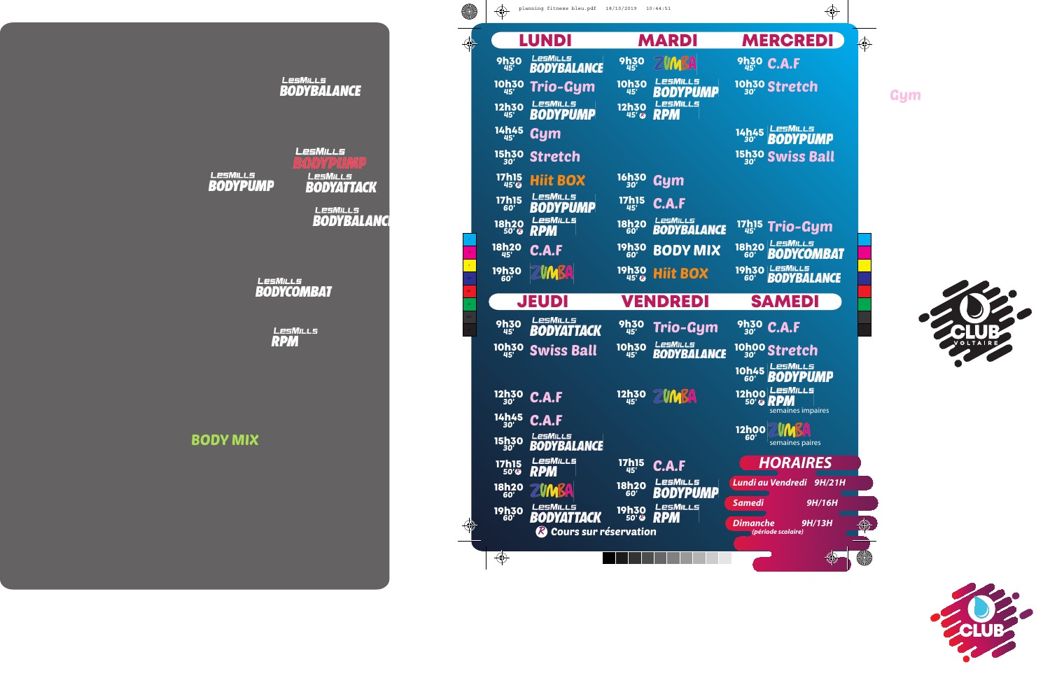| LUNDI | | MARDI | | MERCREDI | |
|---|---|---|---|---|---|
| 9h30 45' | LesMills BODYBALANCE | 9h30 45' | ZUMBA | 9h30 45' | C.A.F |
| 10h30 45' | Trio-Gym | 10h30 45' | LesMills BODYPUMP | 10h30 30' | Stretch |
| 12h30 45' | LesMills BODYPUMP | 12h30 45' ® | LesMills RPM | | |
| 14h45 45' | Gym | | | 14h45 30' | LesMills BODYPUMP |
| 15h30 30' | Stretch | | | 15h30 30' | Swiss Ball |
| 17h15 45' ® | Hiit BOX | 16h30 30' | Gym | | |
| 17h15 60' | LesMills BODYPUMP | 17h15 45' | C.A.F | | |
| 18h20 50' ® | LesMills RPM | 18h20 60' | LesMills BODYBALANCE | 17h15 45' | Trio-Gym |
| 18h20 45' | C.A.F | 19h30 60' | BODY MIX | 18h20 60' | LesMills BODYCOMBAT |
| 19h30 60' | ZUMBA | 19h30 45' ® | Hiit BOX | 19h30 60' | LesMills BODYBALANCE |

| JEUDI | | VENDREDI | | SAMEDI | |
|---|---|---|---|---|---|
| 9h30 45' | LesMills BODYATTACK | 9h30 45' | Trio-Gym | 9h30 30' | C.A.F |
| 10h30 45' | Swiss Ball | 10h30 45' | LesMills BODYBALANCE | 10h00 30' | Stretch |
| | | | | 10h45 60' | LesMills BODYPUMP |
| 12h30 30' | C.A.F | 12h30 45' | ZUMBA | 12h00 50' ® | LesMills RPM semaines impaires |
| 14h45 30' | C.A.F | | | 12h00 60' | ZUMBA semaines paires |
| 15h30 30' | LesMills BODYBALANCE | | | | |
| 17h15 50' ® | LesMills RPM | 17h15 45' | C.A.F | | |
| 18h20 60' | ZUMBA | 18h20 60' | LesMills BODYPUMP | | |
| 19h30 60' | LesMills BODYATTACK | 19h30 50' ® | LesMills RPM | | |

® Cours sur réservation

## HORAIRES

| | |
|---|---|
| Lundi au Vendredi | 9H/21H |
| Samedi | 9H/16H |
| Dimanche (période scolaire) | 9H/13H |

CLUB VOLTAIRE